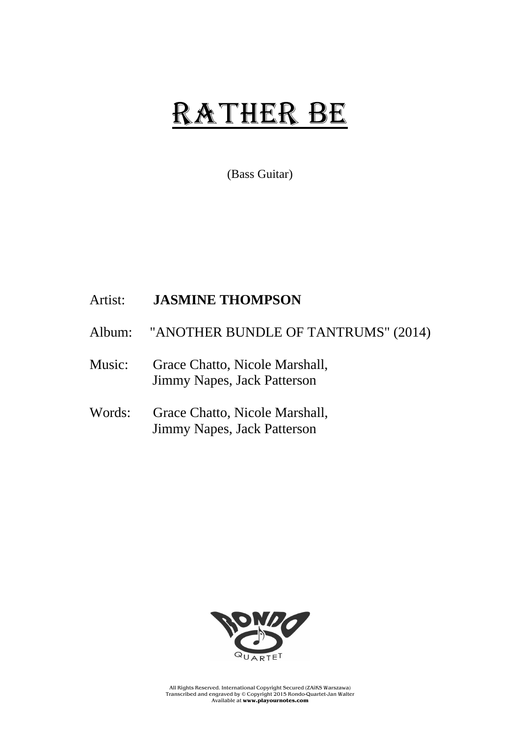# RATHER BE

(Bass Guitar)

Artist: **JASMINE THOMPSON**

Album: "ANOTHER BUNDLE OF TANTRUMS" (2014)

Music: Grace Chatto, Nicole Marshall,
Jimmy Napes, Jack Patterson

Words: Grace Chatto, Nicole Marshall,
Jimmy Napes, Jack Patterson

RONDO QUARTET

All Rights Reserved. International Copyright Secured (ZAiKS Warszawa)
Transcribed and engraved by © Copyright 2015 Rondo-Quartet-Jan Walter
Available at **www.playournotes.com**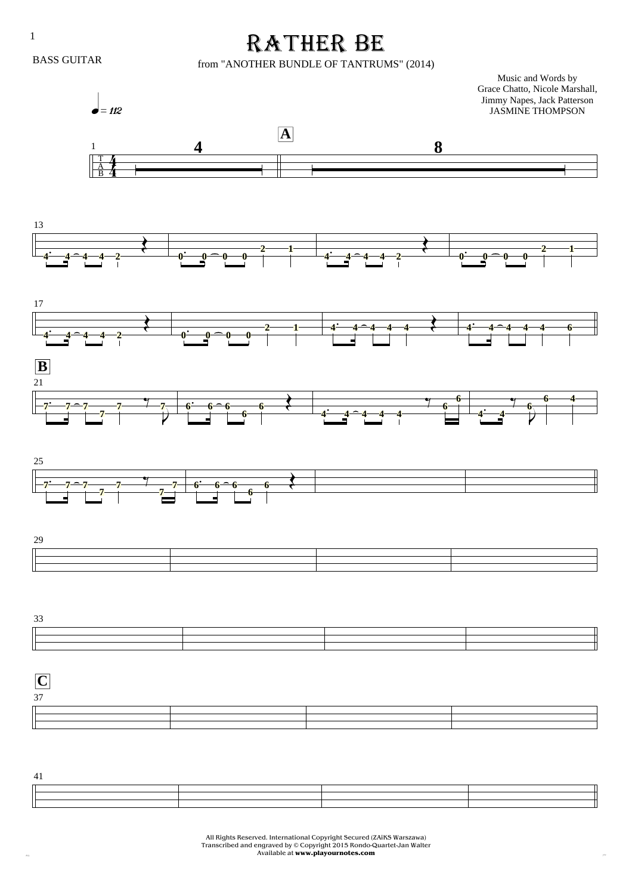# RATHER BE

BASS GUITAR

from "ANOTHER BUNDLE OF TANTRUMS" (2014)

Music and Words by
Grace Chatto, Nicole Marshall,
Jimmy Napes, Jack Patterson
JASMINE THOMPSON

All Rights Reserved. International Copyright Secured (ZAiKS Warszawa)
Transcribed and engraved by © Copyright 2015 Rondo-Quartet-Jan Walter
Available at **www.playyournotes.com**